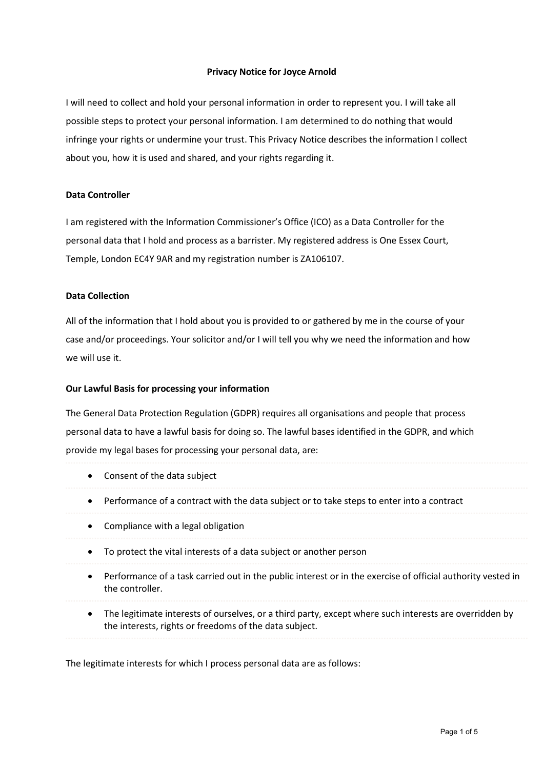# Privacy Notice for Joyce Arnold

I will need to collect and hold your personal information in order to represent you. I will take all possible steps to protect your personal information. I am determined to do nothing that would infringe your rights or undermine your trust. This Privacy Notice describes the information I collect about you, how it is used and shared, and your rights regarding it.

## Data Controller

I am registered with the Information Commissioner's Office (ICO) as a Data Controller for the personal data that I hold and process as a barrister. My registered address is One Essex Court, Temple, London EC4Y 9AR and my registration number is ZA106107.

## Data Collection

All of the information that I hold about you is provided to or gathered by me in the course of your case and/or proceedings. Your solicitor and/or I will tell you why we need the information and how we will use it.

## Our Lawful Basis for processing your information

The General Data Protection Regulation (GDPR) requires all organisations and people that process personal data to have a lawful basis for doing so. The lawful bases identified in the GDPR, and which provide my legal bases for processing your personal data, are:

- Consent of the data subject
- Performance of a contract with the data subject or to take steps to enter into a contract
- Compliance with a legal obligation
- To protect the vital interests of a data subject or another person
- Performance of a task carried out in the public interest or in the exercise of official authority vested in the controller.
- The legitimate interests of ourselves, or a third party, except where such interests are overridden by the interests, rights or freedoms of the data subject.

The legitimate interests for which I process personal data are as follows: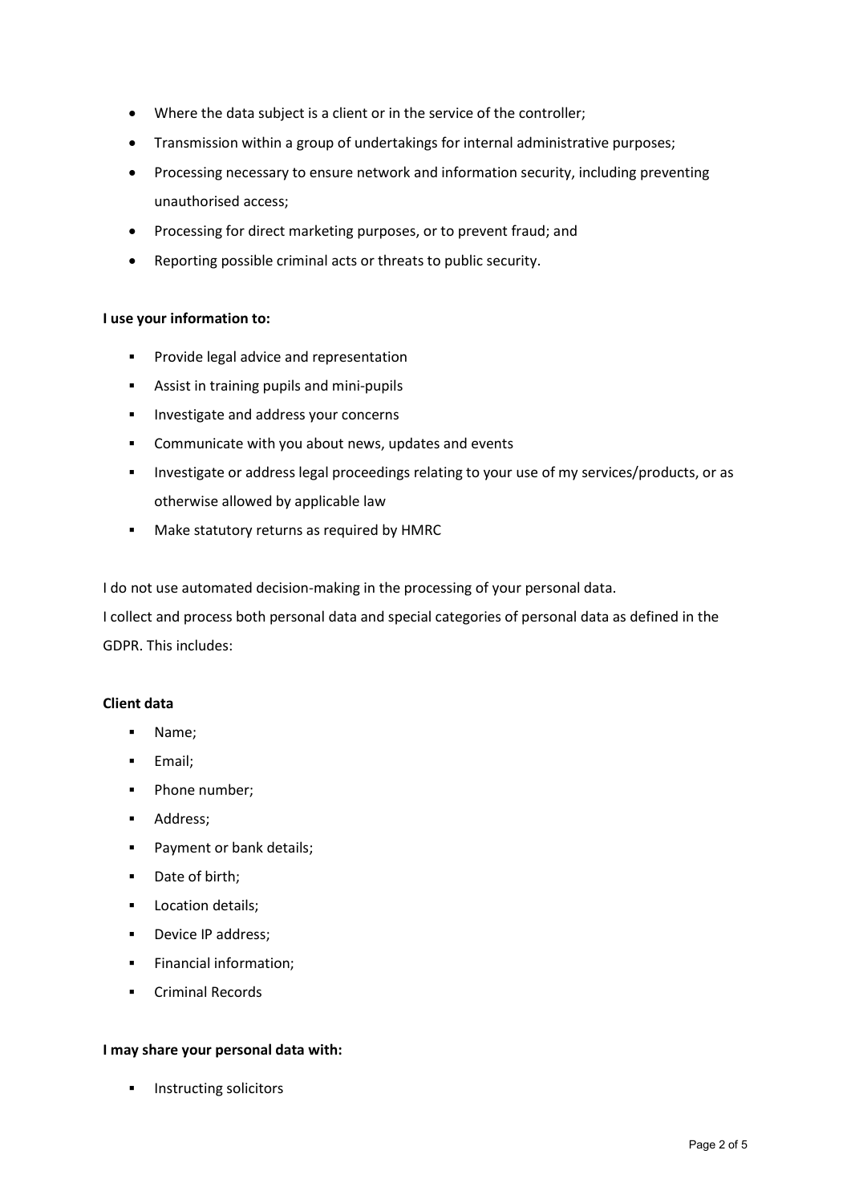- Where the data subject is a client or in the service of the controller;
- Transmission within a group of undertakings for internal administrative purposes;
- Processing necessary to ensure network and information security, including preventing unauthorised access;
- Processing for direct marketing purposes, or to prevent fraud; and
- Reporting possible criminal acts or threats to public security.

**I use your information to:**

- Provide legal advice and representation
- Assist in training pupils and mini-pupils
- Investigate and address your concerns
- Communicate with you about news, updates and events
- Investigate or address legal proceedings relating to your use of my services/products, or as otherwise allowed by applicable law
- Make statutory returns as required by HMRC

I do not use automated decision-making in the processing of your personal data.

I collect and process both personal data and special categories of personal data as defined in the GDPR. This includes:

**Client data**

- Name;
- Email;
- Phone number;
- Address;
- Payment or bank details;
- Date of birth;
- Location details;
- Device IP address;
- Financial information;
- Criminal Records

**I may share your personal data with:**

- Instructing solicitors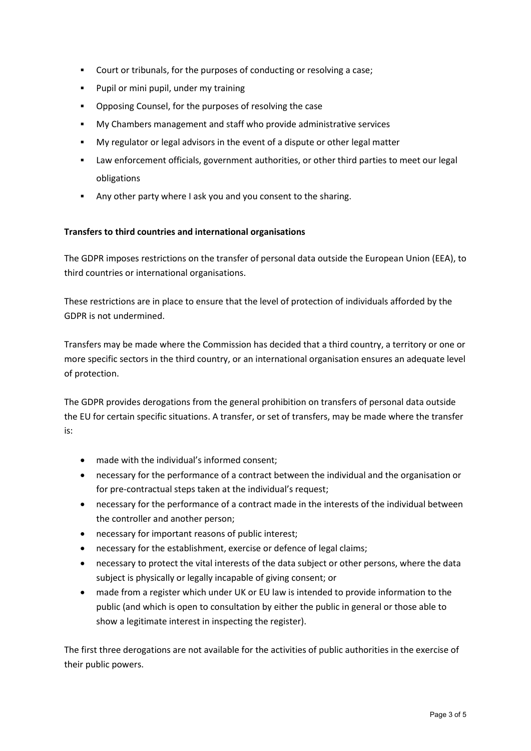- Court or tribunals, for the purposes of conducting or resolving a case;
- Pupil or mini pupil, under my training
- Opposing Counsel, for the purposes of resolving the case
- My Chambers management and staff who provide administrative services
- My regulator or legal advisors in the event of a dispute or other legal matter
- Law enforcement officials, government authorities, or other third parties to meet our legal obligations
- Any other party where I ask you and you consent to the sharing.

**Transfers to third countries and international organisations**

The GDPR imposes restrictions on the transfer of personal data outside the European Union (EEA), to third countries or international organisations.

These restrictions are in place to ensure that the level of protection of individuals afforded by the GDPR is not undermined.

Transfers may be made where the Commission has decided that a third country, a territory or one or more specific sectors in the third country, or an international organisation ensures an adequate level of protection.

The GDPR provides derogations from the general prohibition on transfers of personal data outside the EU for certain specific situations. A transfer, or set of transfers, may be made where the transfer is:

- made with the individual's informed consent;
- necessary for the performance of a contract between the individual and the organisation or for pre-contractual steps taken at the individual's request;
- necessary for the performance of a contract made in the interests of the individual between the controller and another person;
- necessary for important reasons of public interest;
- necessary for the establishment, exercise or defence of legal claims;
- necessary to protect the vital interests of the data subject or other persons, where the data subject is physically or legally incapable of giving consent; or
- made from a register which under UK or EU law is intended to provide information to the public (and which is open to consultation by either the public in general or those able to show a legitimate interest in inspecting the register).

The first three derogations are not available for the activities of public authorities in the exercise of their public powers.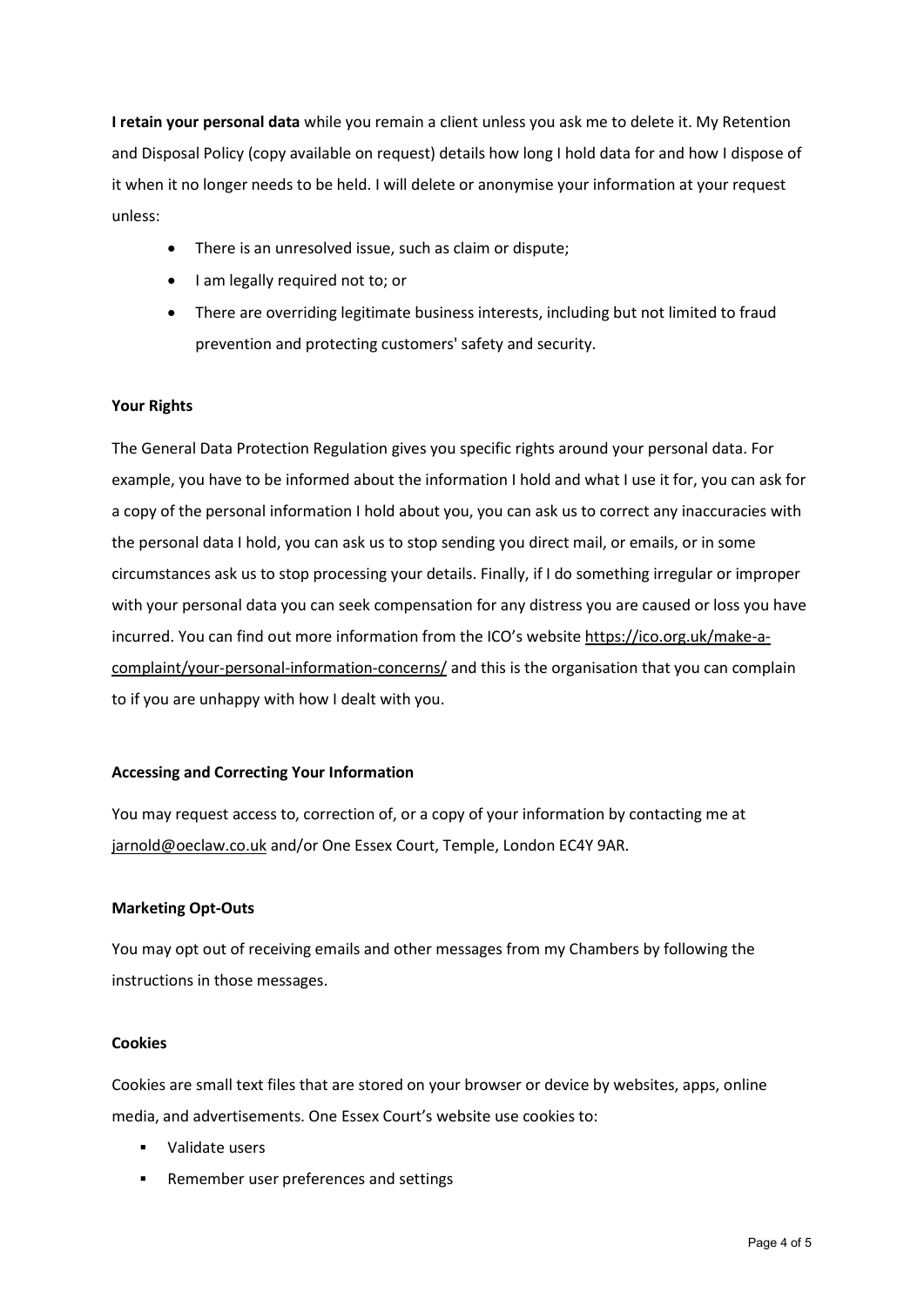**I retain your personal data** while you remain a client unless you ask me to delete it. My Retention and Disposal Policy (copy available on request) details how long I hold data for and how I dispose of it when it no longer needs to be held. I will delete or anonymise your information at your request unless:

- There is an unresolved issue, such as claim or dispute;
- I am legally required not to; or
- There are overriding legitimate business interests, including but not limited to fraud prevention and protecting customers' safety and security.

**Your Rights**

The General Data Protection Regulation gives you specific rights around your personal data. For example, you have to be informed about the information I hold and what I use it for, you can ask for a copy of the personal information I hold about you, you can ask us to correct any inaccuracies with the personal data I hold, you can ask us to stop sending you direct mail, or emails, or in some circumstances ask us to stop processing your details. Finally, if I do something irregular or improper with your personal data you can seek compensation for any distress you are caused or loss you have incurred. You can find out more information from the ICO's website https://ico.org.uk/make-a-complaint/your-personal-information-concerns/ and this is the organisation that you can complain to if you are unhappy with how I dealt with you.

**Accessing and Correcting Your Information**

You may request access to, correction of, or a copy of your information by contacting me at jarnold@oeclaw.co.uk and/or One Essex Court, Temple, London EC4Y 9AR.

**Marketing Opt-Outs**

You may opt out of receiving emails and other messages from my Chambers by following the instructions in those messages.

**Cookies**

Cookies are small text files that are stored on your browser or device by websites, apps, online media, and advertisements. One Essex Court's website use cookies to:

- Validate users
- Remember user preferences and settings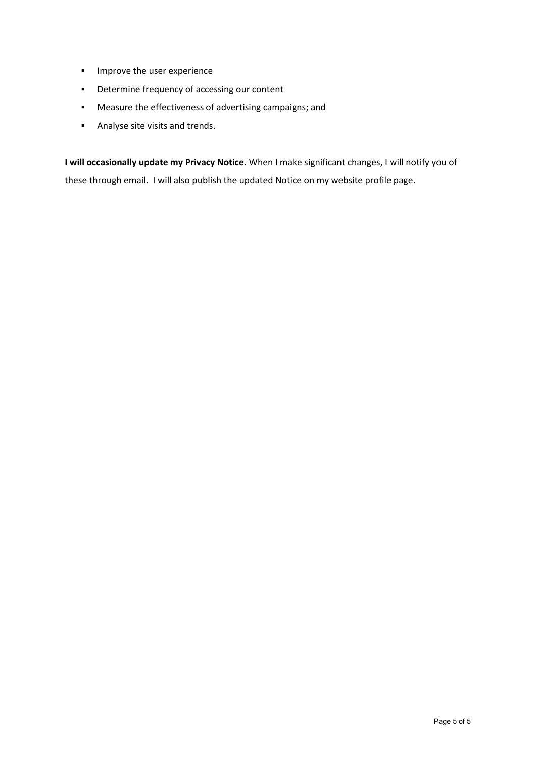- Improve the user experience
- Determine frequency of accessing our content
- Measure the effectiveness of advertising campaigns; and
- Analyse site visits and trends.

**I will occasionally update my Privacy Notice.** When I make significant changes, I will notify you of these through email. I will also publish the updated Notice on my website profile page.